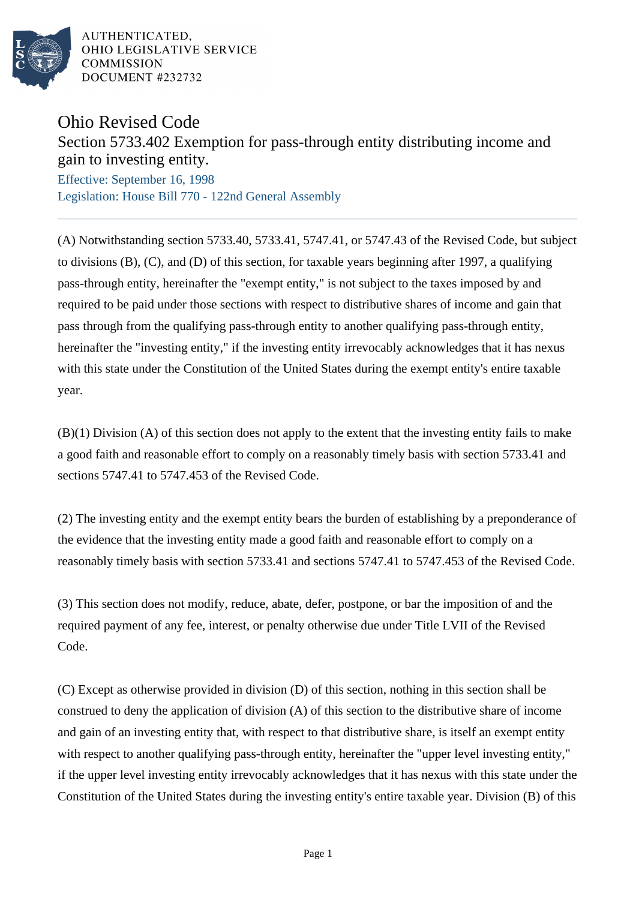AUTHENTICATED,
OHIO LEGISLATIVE SERVICE
COMMISSION
DOCUMENT #232732

# Ohio Revised Code

## Section 5733.402 Exemption for pass-through entity distributing income and gain to investing entity.

Effective: September 16, 1998
Legislation: House Bill 770 - 122nd General Assembly

---

(A) Notwithstanding section 5733.40, 5733.41, 5747.41, or 5747.43 of the Revised Code, but subject to divisions (B), (C), and (D) of this section, for taxable years beginning after 1997, a qualifying pass-through entity, hereinafter the "exempt entity," is not subject to the taxes imposed by and required to be paid under those sections with respect to distributive shares of income and gain that pass through from the qualifying pass-through entity to another qualifying pass-through entity, hereinafter the "investing entity," if the investing entity irrevocably acknowledges that it has nexus with this state under the Constitution of the United States during the exempt entity's entire taxable year.

(B)(1) Division (A) of this section does not apply to the extent that the investing entity fails to make a good faith and reasonable effort to comply on a reasonably timely basis with section 5733.41 and sections 5747.41 to 5747.453 of the Revised Code.

(2) The investing entity and the exempt entity bears the burden of establishing by a preponderance of the evidence that the investing entity made a good faith and reasonable effort to comply on a reasonably timely basis with section 5733.41 and sections 5747.41 to 5747.453 of the Revised Code.

(3) This section does not modify, reduce, abate, defer, postpone, or bar the imposition of and the required payment of any fee, interest, or penalty otherwise due under Title LVII of the Revised Code.

(C) Except as otherwise provided in division (D) of this section, nothing in this section shall be construed to deny the application of division (A) of this section to the distributive share of income and gain of an investing entity that, with respect to that distributive share, is itself an exempt entity with respect to another qualifying pass-through entity, hereinafter the "upper level investing entity," if the upper level investing entity irrevocably acknowledges that it has nexus with this state under the Constitution of the United States during the investing entity's entire taxable year. Division (B) of this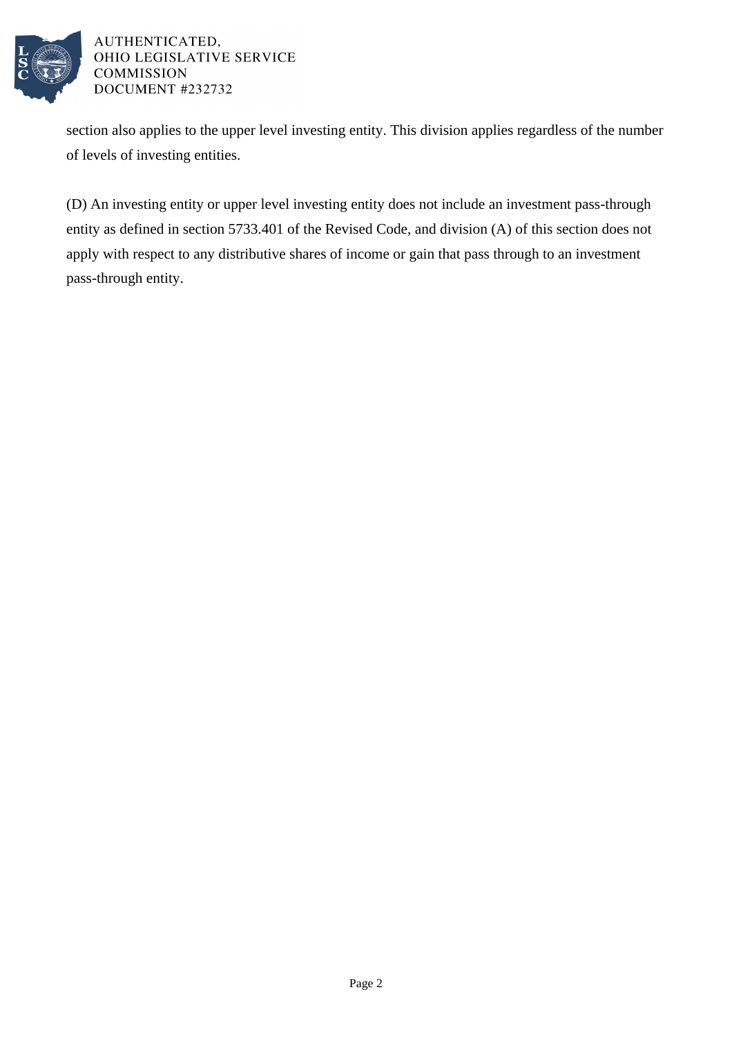section also applies to the upper level investing entity. This division applies regardless of the number of levels of investing entities.

(D) An investing entity or upper level investing entity does not include an investment pass-through entity as defined in section 5733.401 of the Revised Code, and division (A) of this section does not apply with respect to any distributive shares of income or gain that pass through to an investment pass-through entity.